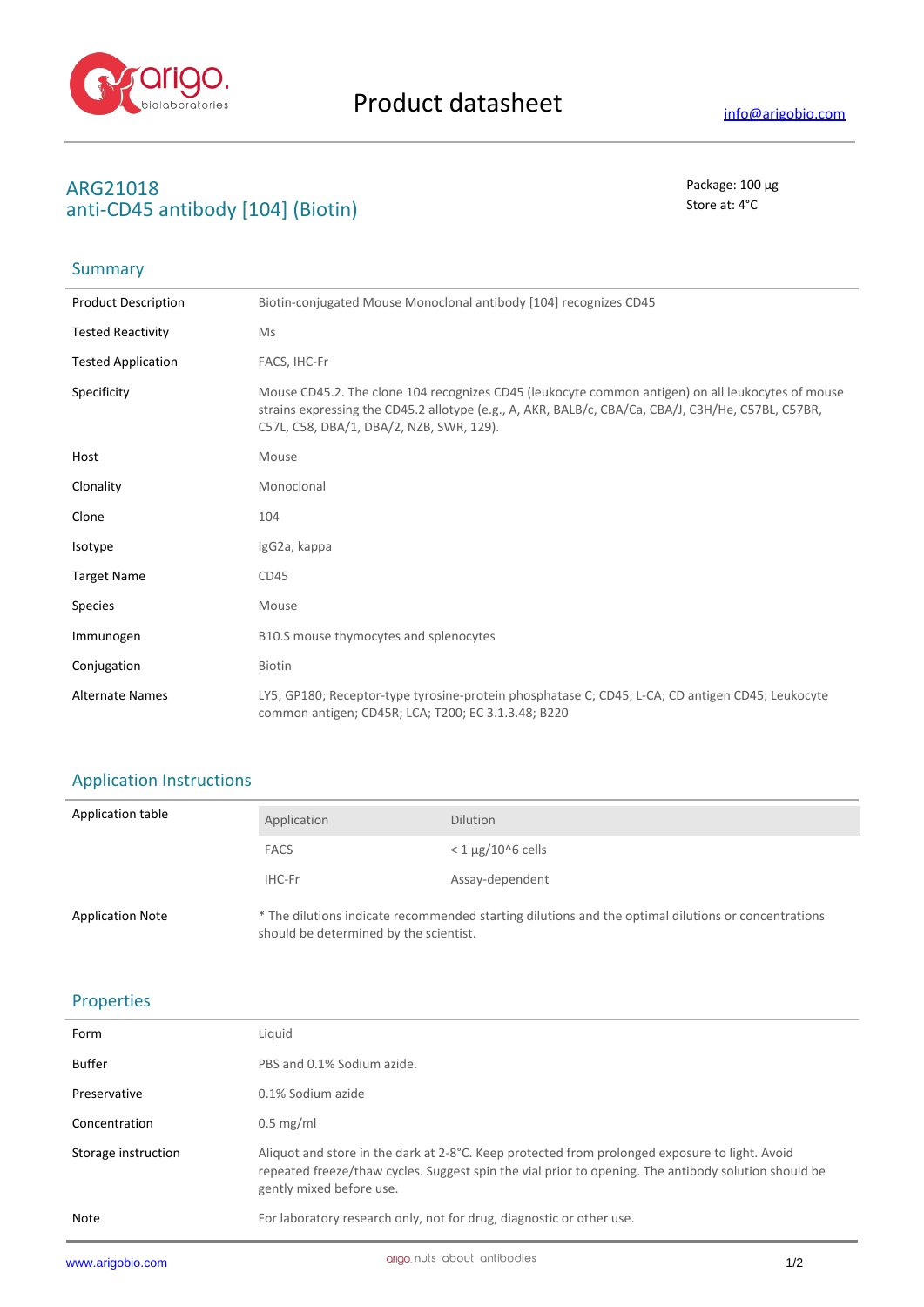# Product datasheet

info@arigobio.com

## ARG21018
## anti-CD45 antibody [104] (Biotin)

Package: 100 μg
Store at: 4°C

### Summary

| | |
|---|---|
| Product Description | Biotin-conjugated Mouse Monoclonal antibody [104] recognizes CD45 |
| Tested Reactivity | Ms |
| Tested Application | FACS, IHC-Fr |
| Specificity | Mouse CD45.2. The clone 104 recognizes CD45 (leukocyte common antigen) on all leukocytes of mouse strains expressing the CD45.2 allotype (e.g., A, AKR, BALB/c, CBA/Ca, CBA/J, C3H/He, C57BL, C57BR, C57L, C58, DBA/1, DBA/2, NZB, SWR, 129). |
| Host | Mouse |
| Clonality | Monoclonal |
| Clone | 104 |
| Isotype | IgG2a, kappa |
| Target Name | CD45 |
| Species | Mouse |
| Immunogen | B10.S mouse thymocytes and splenocytes |
| Conjugation | Biotin |
| Alternate Names | LY5; GP180; Receptor-type tyrosine-protein phosphatase C; CD45; L-CA; CD antigen CD45; Leukocyte common antigen; CD45R; LCA; T200; EC 3.1.3.48; B220 |

### Application Instructions

Application table

| Application | Dilution |
|---|---|
| FACS | < 1 μg/10^6 cells |
| IHC-Fr | Assay-dependent |

Application Note: * The dilutions indicate recommended starting dilutions and the optimal dilutions or concentrations should be determined by the scientist.

### Properties

| | |
|---|---|
| Form | Liquid |
| Buffer | PBS and 0.1% Sodium azide. |
| Preservative | 0.1% Sodium azide |
| Concentration | 0.5 mg/ml |
| Storage instruction | Aliquot and store in the dark at 2-8°C. Keep protected from prolonged exposure to light. Avoid repeated freeze/thaw cycles. Suggest spin the vial prior to opening. The antibody solution should be gently mixed before use. |
| Note | For laboratory research only, not for drug, diagnostic or other use. |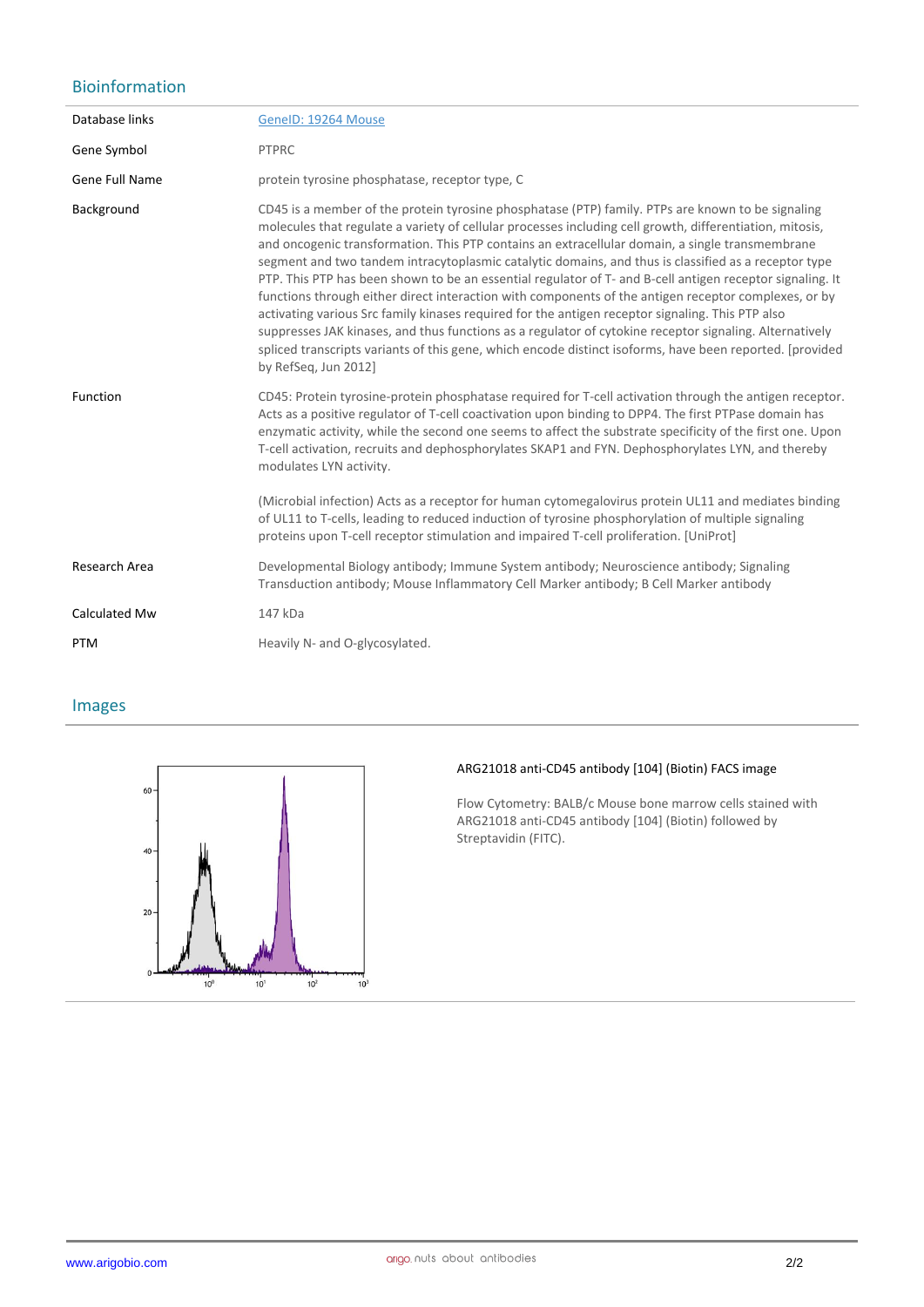## Bioinformation

| | |
|---|---|
| Database links | GeneID: 19264 Mouse |
| Gene Symbol | PTPRC |
| Gene Full Name | protein tyrosine phosphatase, receptor type, C |
| Background | CD45 is a member of the protein tyrosine phosphatase (PTP) family. PTPs are known to be signaling molecules that regulate a variety of cellular processes including cell growth, differentiation, mitosis, and oncogenic transformation. This PTP contains an extracellular domain, a single transmembrane segment and two tandem intracytoplasmic catalytic domains, and thus is classified as a receptor type PTP. This PTP has been shown to be an essential regulator of T- and B-cell antigen receptor signaling. It functions through either direct interaction with components of the antigen receptor complexes, or by activating various Src family kinases required for the antigen receptor signaling. This PTP also suppresses JAK kinases, and thus functions as a regulator of cytokine receptor signaling. Alternatively spliced transcripts variants of this gene, which encode distinct isoforms, have been reported. [provided by RefSeq, Jun 2012] |
| Function | CD45: Protein tyrosine-protein phosphatase required for T-cell activation through the antigen receptor. Acts as a positive regulator of T-cell coactivation upon binding to DPP4. The first PTPase domain has enzymatic activity, while the second one seems to affect the substrate specificity of the first one. Upon T-cell activation, recruits and dephosphorylates SKAP1 and FYN. Dephosphorylates LYN, and thereby modulates LYN activity.<br><br>(Microbial infection) Acts as a receptor for human cytomegalovirus protein UL11 and mediates binding of UL11 to T-cells, leading to reduced induction of tyrosine phosphorylation of multiple signaling proteins upon T-cell receptor stimulation and impaired T-cell proliferation. [UniProt] |
| Research Area | Developmental Biology antibody; Immune System antibody; Neuroscience antibody; Signaling Transduction antibody; Mouse Inflammatory Cell Marker antibody; B Cell Marker antibody |
| Calculated Mw | 147 kDa |
| PTM | Heavily N- and O-glycosylated. |

## Images

60
40
20
0
$10^0$
$10^1$
$10^2$
$10^3$

**ARG21018 anti-CD45 antibody [104] (Biotin) FACS image**

Flow Cytometry: BALB/c Mouse bone marrow cells stained with ARG21018 anti-CD45 antibody [104] (Biotin) followed by Streptavidin (FITC).